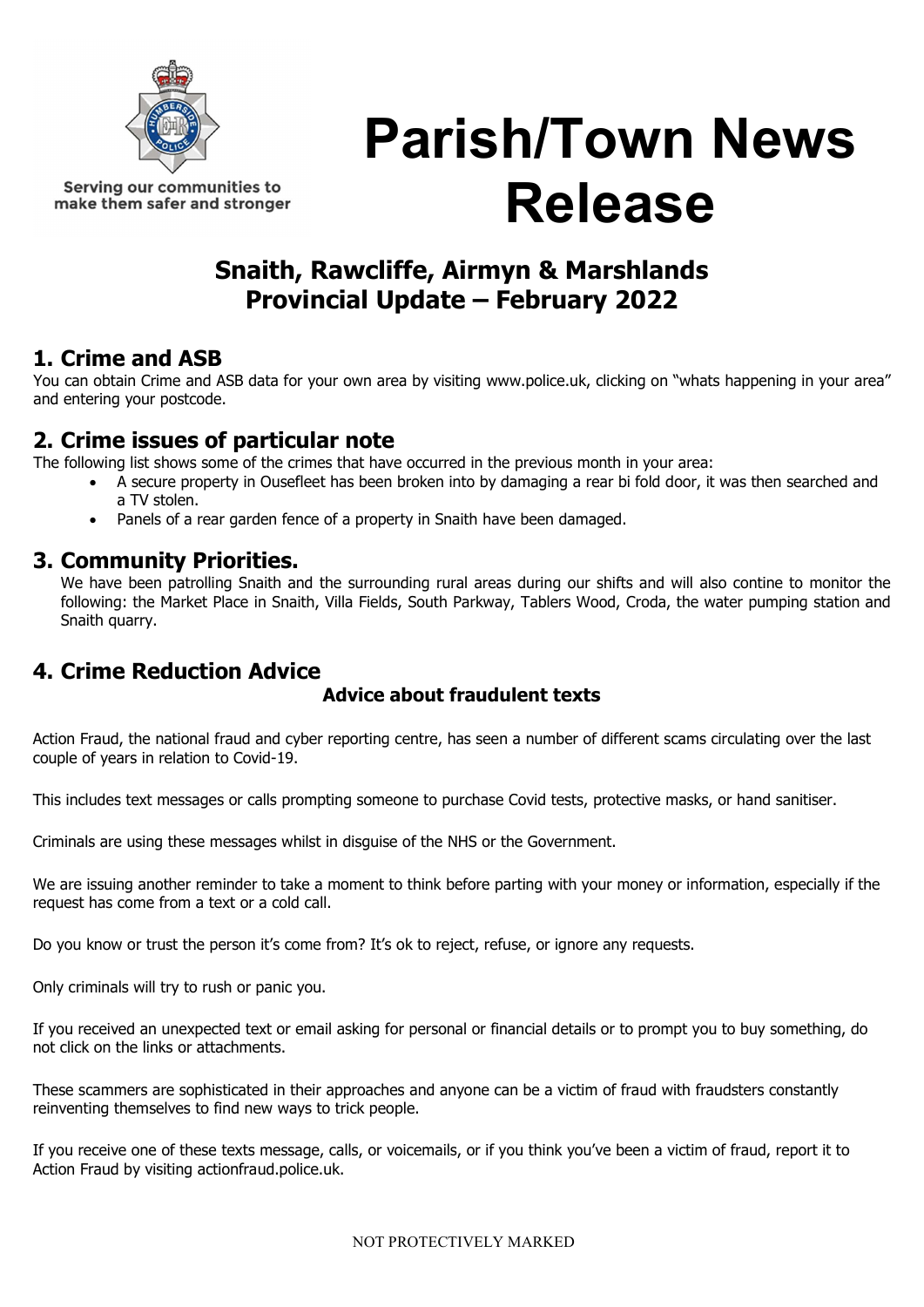Serving our communities to make them safer and stronger

# Parish/Town News Release

## Snaith, Rawcliffe, Airmyn & Marshlands Provincial Update – February 2022

## 1. Crime and ASB

You can obtain Crime and ASB data for your own area by visiting www.police.uk, clicking on "whats happening in your area" and entering your postcode.

## 2. Crime issues of particular note

The following list shows some of the crimes that have occurred in the previous month in your area:

- A secure property in Ousefleet has been broken into by damaging a rear bi fold door, it was then searched and a TV stolen.
- Panels of a rear garden fence of a property in Snaith have been damaged.

## 3. Community Priorities.

We have been patrolling Snaith and the surrounding rural areas during our shifts and will also contine to monitor the following: the Market Place in Snaith, Villa Fields, South Parkway, Tablers Wood, Croda, the water pumping station and Snaith quarry.

## 4. Crime Reduction Advice

### Advice about fraudulent texts

Action Fraud, the national fraud and cyber reporting centre, has seen a number of different scams circulating over the last couple of years in relation to Covid-19.

This includes text messages or calls prompting someone to purchase Covid tests, protective masks, or hand sanitiser.

Criminals are using these messages whilst in disguise of the NHS or the Government.

We are issuing another reminder to take a moment to think before parting with your money or information, especially if the request has come from a text or a cold call.

Do you know or trust the person it's come from? It's ok to reject, refuse, or ignore any requests.

Only criminals will try to rush or panic you.

If you received an unexpected text or email asking for personal or financial details or to prompt you to buy something, do not click on the links or attachments.

These scammers are sophisticated in their approaches and anyone can be a victim of fraud with fraudsters constantly reinventing themselves to find new ways to trick people.

If you receive one of these texts message, calls, or voicemails, or if you think you've been a victim of fraud, report it to Action Fraud by visiting actionfraud.police.uk.

NOT PROTECTIVELY MARKED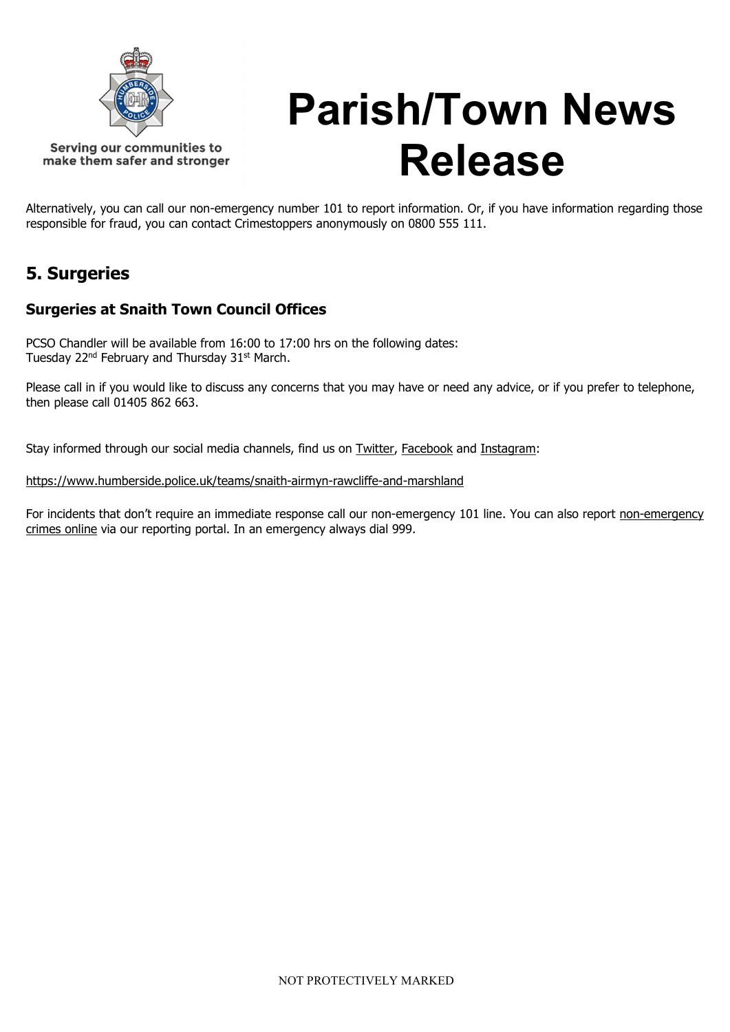# Parish/Town News Release

Alternatively, you can call our non-emergency number 101 to report information. Or, if you have information regarding those responsible for fraud, you can contact Crimestoppers anonymously on 0800 555 111.

## 5. Surgeries

### Surgeries at Snaith Town Council Offices

PCSO Chandler will be available from 16:00 to 17:00 hrs on the following dates:
Tuesday 22nd February and Thursday 31st March.

Please call in if you would like to discuss any concerns that you may have or need any advice, or if you prefer to telephone, then please call 01405 862 663.

Stay informed through our social media channels, find us on Twitter, Facebook and Instagram:

https://www.humberside.police.uk/teams/snaith-airmyn-rawcliffe-and-marshland

For incidents that don't require an immediate response call our non-emergency 101 line. You can also report non-emergency crimes online via our reporting portal. In an emergency always dial 999.

NOT PROTECTIVELY MARKED